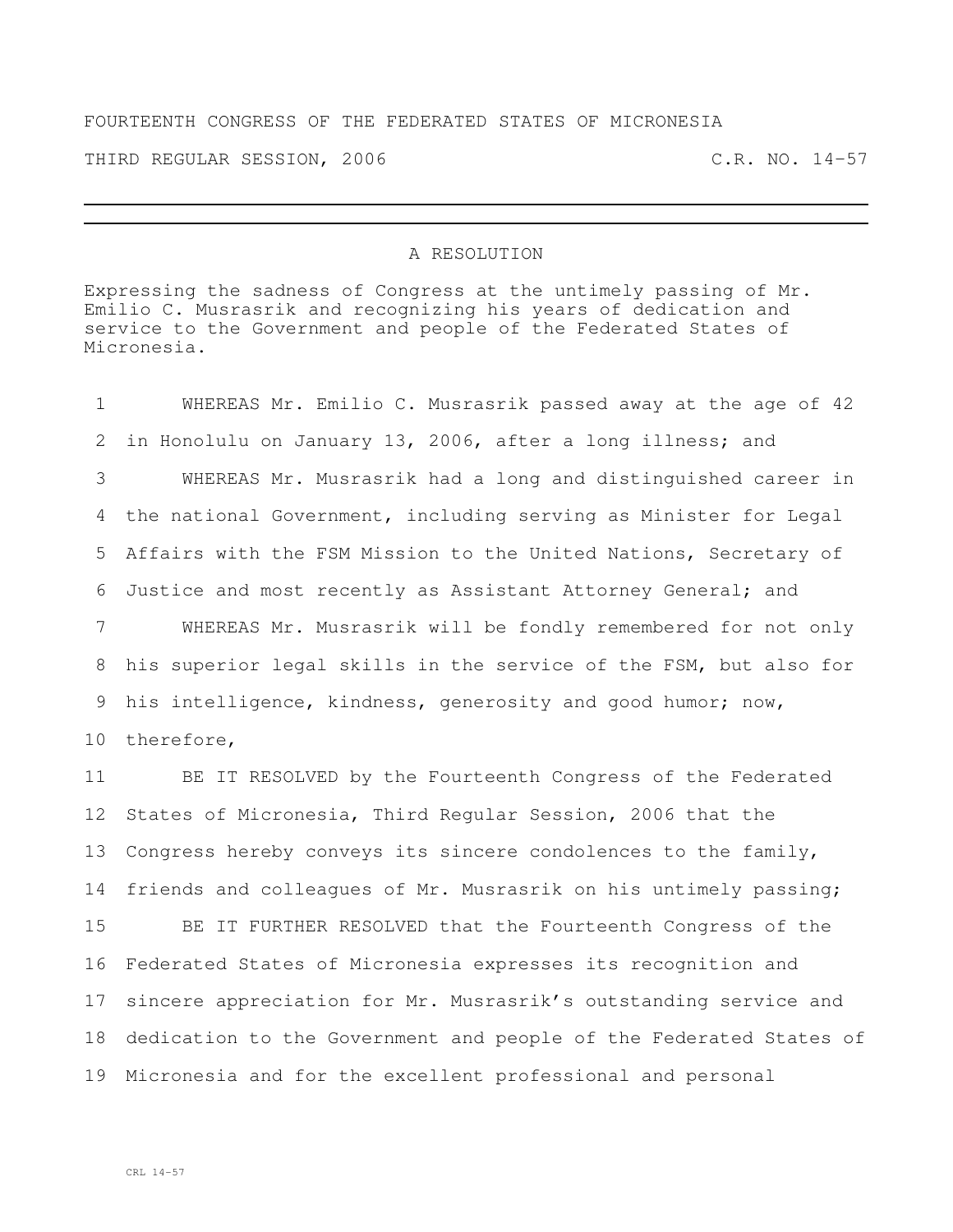FOURTEENTH CONGRESS OF THE FEDERATED STATES OF MICRONESIA

THIRD REGULAR SESSION, 2006 C.R. NO. 14-57

---

# A RESOLUTION

Expressing the sadness of Congress at the untimely passing of Mr. Emilio C. Musrasrik and recognizing his years of dedication and service to the Government and people of the Federated States of Micronesia.

1 WHEREAS Mr. Emilio C. Musrasrik passed away at the age of 42
2 in Honolulu on January 13, 2006, after a long illness; and
3 WHEREAS Mr. Musrasrik had a long and distinguished career in
4 the national Government, including serving as Minister for Legal
5 Affairs with the FSM Mission to the United Nations, Secretary of
6 Justice and most recently as Assistant Attorney General; and
7 WHEREAS Mr. Musrasrik will be fondly remembered for not only
8 his superior legal skills in the service of the FSM, but also for
9 his intelligence, kindness, generosity and good humor; now,
10 therefore,
11 BE IT RESOLVED by the Fourteenth Congress of the Federated
12 States of Micronesia, Third Regular Session, 2006 that the
13 Congress hereby conveys its sincere condolences to the family,
14 friends and colleagues of Mr. Musrasrik on his untimely passing;
15 BE IT FURTHER RESOLVED that the Fourteenth Congress of the
16 Federated States of Micronesia expresses its recognition and
17 sincere appreciation for Mr. Musrasrik's outstanding service and
18 dedication to the Government and people of the Federated States of
19 Micronesia and for the excellent professional and personal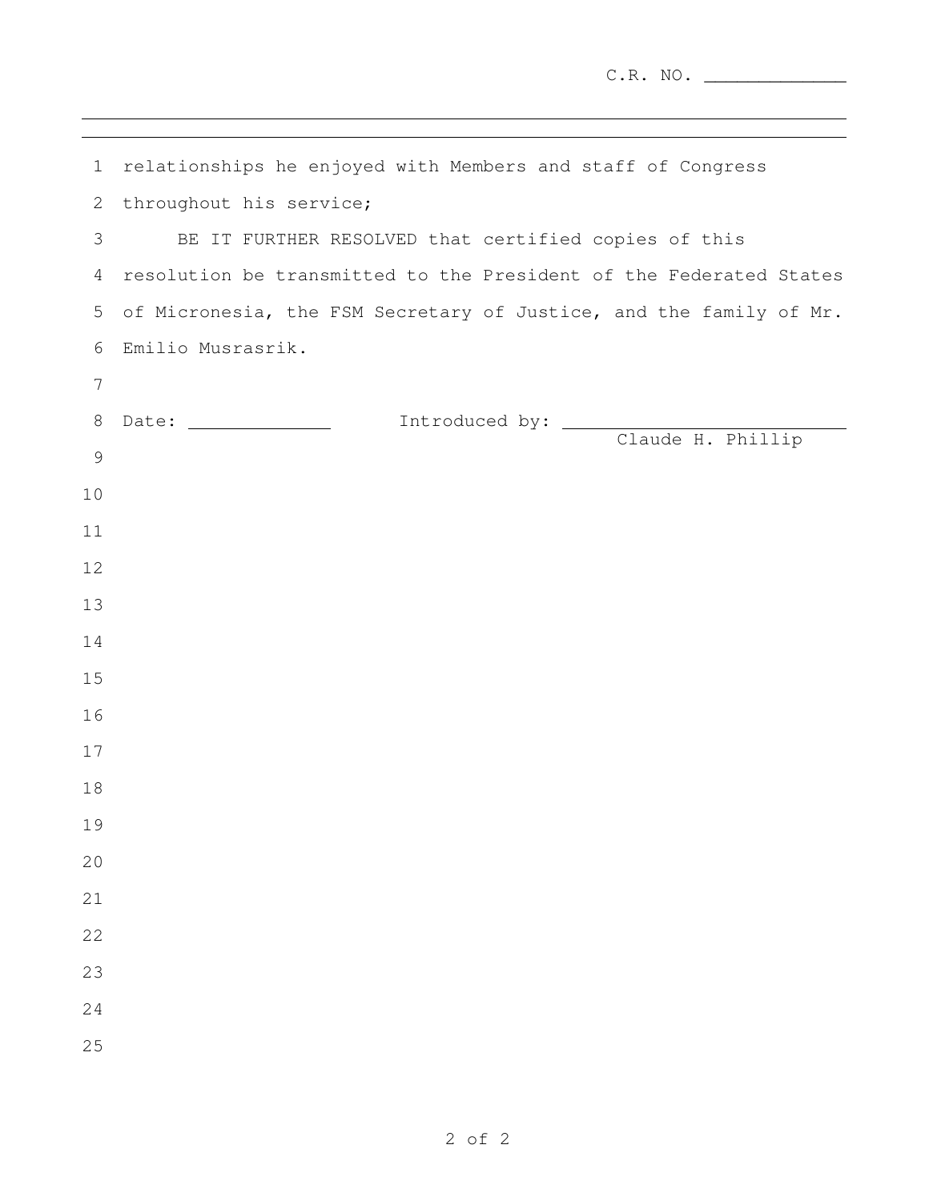C.R. NO. ____________

relationships he enjoyed with Members and staff of Congress throughout his service;

BE IT FURTHER RESOLVED that certified copies of this resolution be transmitted to the President of the Federated States of Micronesia, the FSM Secretary of Justice, and the family of Mr. Emilio Musrasrik.

Date: ____________ Introduced by: ________________________
Claude H. Phillip